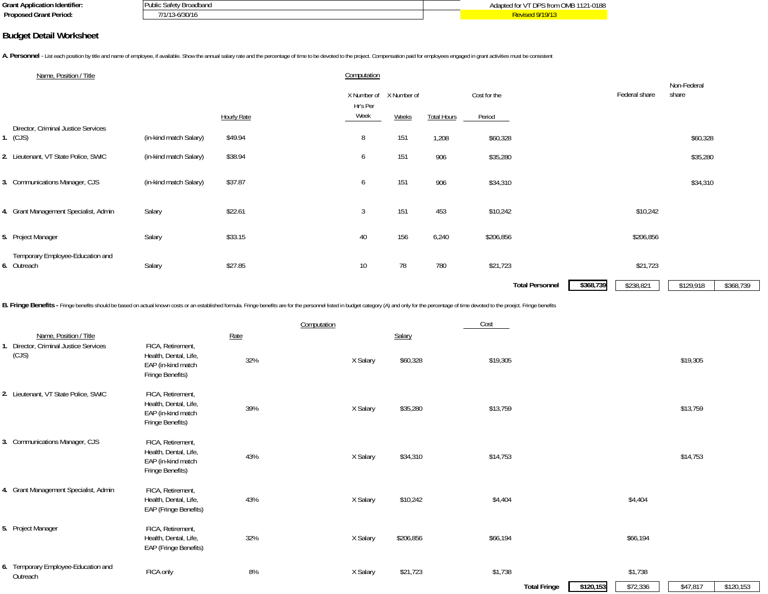| Grant Application Identifier: | Public Safety Broadband | Adapted for VT DPS from OMB 1121-0188 |
|---|---|---|
| Proposed Grant Period: | 7/1/13-6/30/16 | Revised 9/19/13 |

## Budget Detail Worksheet

**A. Personnel** - List each position by title and name of employee, if available. Show the annual salary rate and the percentage of time to be devoted to the project. Compensation paid for employees engaged in grant activities must be consistent

| | Name, Position / Title | | Hourly Rate | X Number of Hr's Per Week | X Number of Weeks | Total Hours | Cost for the Period | | Federal share | Non-Federal share | |
|---|---|---|---|---|---|---|---|---|---|---|---|
| 1. | Director, Criminal Justice Services (CJS) | (in-kind match Salary) | $49.94 | 8 | 151 | 1,208 | $60,328 | | | $60,328 | |
| 2. | Lieutenant, VT State Police, SWIC | (in-kind match Salary) | $38.94 | 6 | 151 | 906 | $35,280 | | | $35,280 | |
| 3. | Communications Manager, CJS | (in-kind match Salary) | $37.87 | 6 | 151 | 906 | $34,310 | | | $34,310 | |
| 4. | Grant Management Specialist, Admin | Salary | $22.61 | 3 | 151 | 453 | $10,242 | | $10,242 | | |
| 5. | Project Manager | Salary | $33.15 | 40 | 156 | 6,240 | $206,856 | | $206,856 | | |
| 6. | Temporary Employee-Education and Outreach | Salary | $27.85 | 10 | 78 | 780 | $21,723 | | $21,723 | | |
| | | | | | | | **Total Personnel** | **$368,739** | $238,821 | $129,918 | $368,739 |

**B. Fringe Benefits** - Fringe benefits should be based on actual known costs or an established formula. Fringe benefits are for the personnel listed in budget category (A) and only for the percentage of time devoted to the proejct. Fringe benefits

| | Name, Position / Title | | Rate | | Salary | Cost | | Federal share | Non-Federal share | |
|---|---|---|---|---|---|---|---|---|---|---|
| 1. | Director, Criminal Justice Services (CJS) | FICA, Retirement, Health, Dental, Life, EAP (in-kind match Fringe Benefits) | 32% | X Salary | $60,328 | $19,305 | | | $19,305 | |
| 2. | Lieutenant, VT State Police, SWIC | FICA, Retirement, Health, Dental, Life, EAP (in-kind match Fringe Benefits) | 39% | X Salary | $35,280 | $13,759 | | | $13,759 | |
| 3. | Communications Manager, CJS | FICA, Retirement, Health, Dental, Life, EAP (in-kind match Fringe Benefits) | 43% | X Salary | $34,310 | $14,753 | | | $14,753 | |
| 4. | Grant Management Specialist, Admin | FICA, Retirement, Health, Dental, Life, EAP (Fringe Benefits) | 43% | X Salary | $10,242 | $4,404 | | $4,404 | | |
| 5. | Project Manager | FICA, Retirement, Health, Dental, Life, EAP (Fringe Benefits) | 32% | X Salary | $206,856 | $66,194 | | $66,194 | | |
| 6. | Temporary Employee-Education and Outreach | FICA only | 8% | X Salary | $21,723 | $1,738 | | $1,738 | | |
| | | | | | | **Total Fringe** | **$120,153** | $72,336 | $47,817 | $120,153 |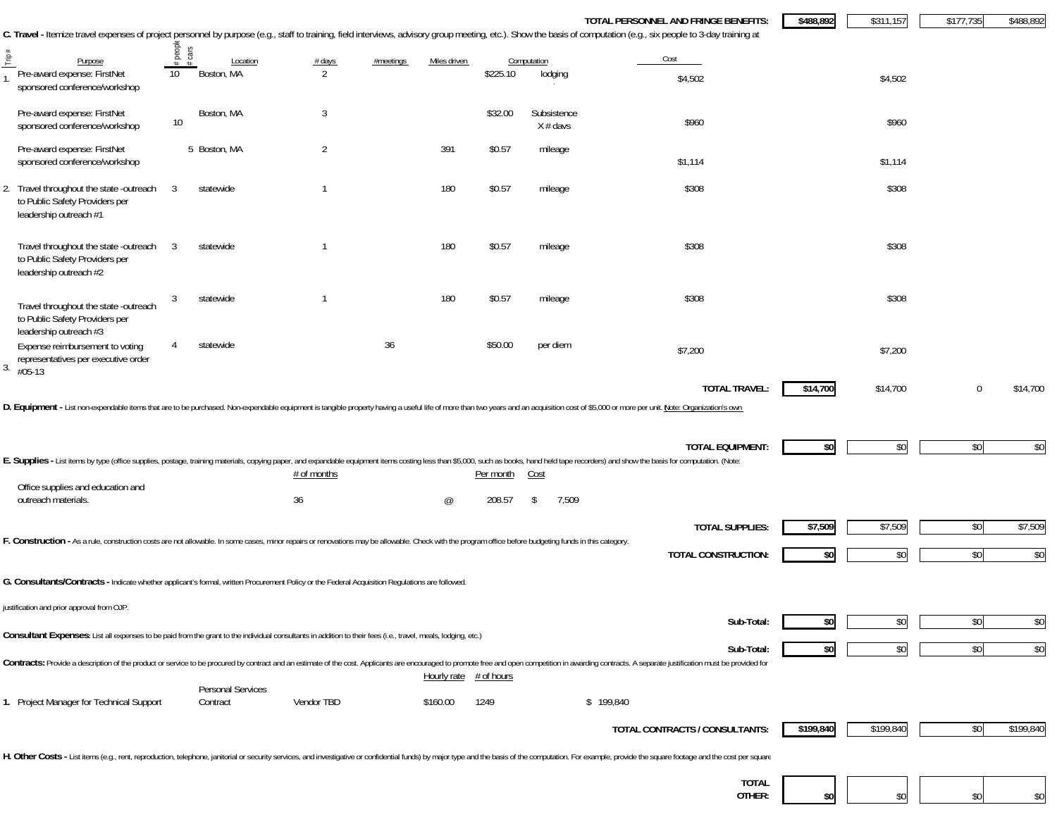| | | | | | |
|---|---|---|---|---|---|
| **TOTAL PERSONNEL AND FRINGE BENEFITS:** | **$488,892** | $311,157 | $177,735 | $488,892 |

**C. Travel -** Itemize travel expenses of project personnel by purpose (e.g., staff to training, field interviews, advisory group meeting, etc.). Show the basis of computation (e.g., six people to 3-day training at

| Trip # | Purpose | # people / # cars | Location | # days | #meetings | Miles driven | Computation | | Cost | | | |
|---|---|---|---|---|---|---|---|---|---|---|---|---|
| 1. | Pre-award expense: FirstNet sponsored conference/workshop | 10 | Boston, MA | 2 | | | $225.10 | lodging | $4,502 | $4,502 | | |
| | Pre-award expense: FirstNet sponsored conference/workshop | 10 | Boston, MA | 3 | | | $32.00 | Subsistence X # days | $960 | $960 | | |
| | Pre-award expense: FirstNet sponsored conference/workshop | 5 | Boston, MA | 2 | | 391 | $0.57 | mileage | $1,114 | $1,114 | | |
| 2. | Travel throughout the state -outreach to Public Safety Providers per leadership outreach #1 | 3 | statewide | 1 | | 180 | $0.57 | mileage | $308 | $308 | | |
| | Travel throughout the state -outreach to Public Safety Providers per leadership outreach #2 | 3 | statewide | 1 | | 180 | $0.57 | mileage | $308 | $308 | | |
| | Travel throughout the state -outreach to Public Safety Providers per leadership outreach #3 | 3 | statewide | 1 | | 180 | $0.57 | mileage | $308 | $308 | | |
| 3. | Expense reimbursement to voting representatives per executive order #05-13 | 4 | statewide | | 36 | | $50.00 | per diem | $7,200 | $7,200 | | |
| | | | | | | | | **TOTAL TRAVEL:** | **$14,700** | $14,700 | 0 | $14,700 |

**D. Equipment -** List non-expendable items that are to be purchased. Non-expendable equipment is tangible property having a useful life of more than two years and an acquisition cost of $5,000 or more per unit. Note: Organization's own

| | | | | |
|---|---|---|---|---|
| **TOTAL EQUIPMENT:** | **$0** | $0 | $0 | $0 |

**E. Supplies -** List items by type (office supplies, postage, training materials, copying paper, and expendable equipment items costing less than $5,000, such as books, hand held tape recorders) and show the basis for computation. (Note:

| Item | # of months | | Per month | Cost |
|---|---|---|---|---|
| Office supplies and education and outreach materials. | 36 | @ | 208.57 | $ 7,509 |

| | | | | |
|---|---|---|---|---|
| **TOTAL SUPPLIES:** | **$7,509** | $7,509 | $0 | $7,509 |

**F. Construction -** As a rule, construction costs are not allowable. In some cases, minor repairs or renovations may be allowable. Check with the program office before budgeting funds in this category.

| | | | | |
|---|---|---|---|---|
| **TOTAL CONSTRUCTION:** | **$0** | $0 | $0 | $0 |

**G. Consultants/Contracts -** Indicate whether applicant's formal, written Procurement Policy or the Federal Acquisition Regulations are followed.

justification and prior approval from OJP.

| | | | | |
|---|---|---|---|---|
| **Sub-Total:** | **$0** | $0 | $0 | $0 |

**Consultant Expenses:** List all expenses to be paid from the grant to the individual consultants in addition to their fees (i.e., travel, meals, lodging, etc.)

| | | | | |
|---|---|---|---|---|
| **Sub-Total:** | **$0** | $0 | $0 | $0 |

**Contracts:** Provide a description of the product or service to be procured by contract and an estimate of the cost. Applicants are encouraged to promote free and open competition in awarding contracts. A separate justification must be provided for

| # | Description | Type | Vendor | Hourly rate | # of hours | Cost |
|---|---|---|---|---|---|---|
| 1. | Project Manager for Technical Support | Personal Services Contract | Vendor TBD | $160.00 | 1249 | $ 199,840 |

| | | | | |
|---|---|---|---|---|
| **TOTAL CONTRACTS / CONSULTANTS:** | **$199,840** | $199,840 | $0 | $199,840 |

**H. Other Costs -** List items (e.g., rent, reproduction, telephone, janitorial or security services, and investigative or confidential funds) by major type and the basis of the computation. For example, provide the square footage and the cost per square

| | | | | |
|---|---|---|---|---|
| **TOTAL OTHER:** | **$0** | $0 | $0 | $0 |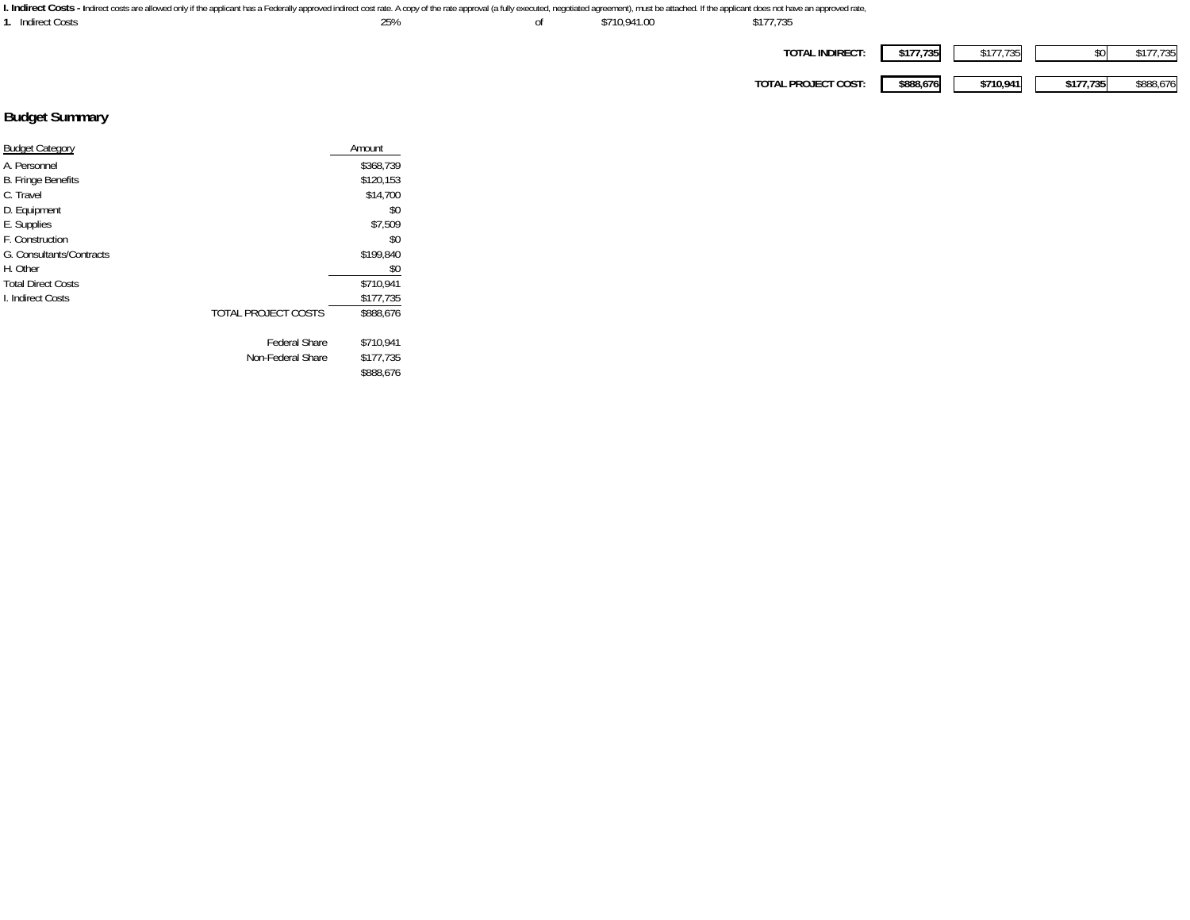**I. Indirect Costs -** Indirect costs are allowed only if the applicant has a Federally approved indirect cost rate. A copy of the rate approval (a fully executed, negotiated agreement), must be attached. If the applicant does not have an approved rate,

| | | | | |
|---|---|---|---|---|
| **1.** Indirect Costs | 25% | of | $710,941.00 | $177,735 |

| | | | | |
|---|---|---|---|---|
| **TOTAL INDIRECT:** | **$177,735** | $177,735 | $0 | $177,735 |
| **TOTAL PROJECT COST:** | **$888,676** | **$710,941** | **$177,735** | $888,676 |

## Budget Summary

| Budget Category | Amount |
|---|---|
| A. Personnel | $368,739 |
| B. Fringe Benefits | $120,153 |
| C. Travel | $14,700 |
| D. Equipment | $0 |
| E. Supplies | $7,509 |
| F. Construction | $0 |
| G. Consultants/Contracts | $199,840 |
| H. Other | $0 |
| Total Direct Costs | $710,941 |
| I. Indirect Costs | $177,735 |
| TOTAL PROJECT COSTS | $888,676 |
| Federal Share | $710,941 |
| Non-Federal Share | $177,735 |
| | $888,676 |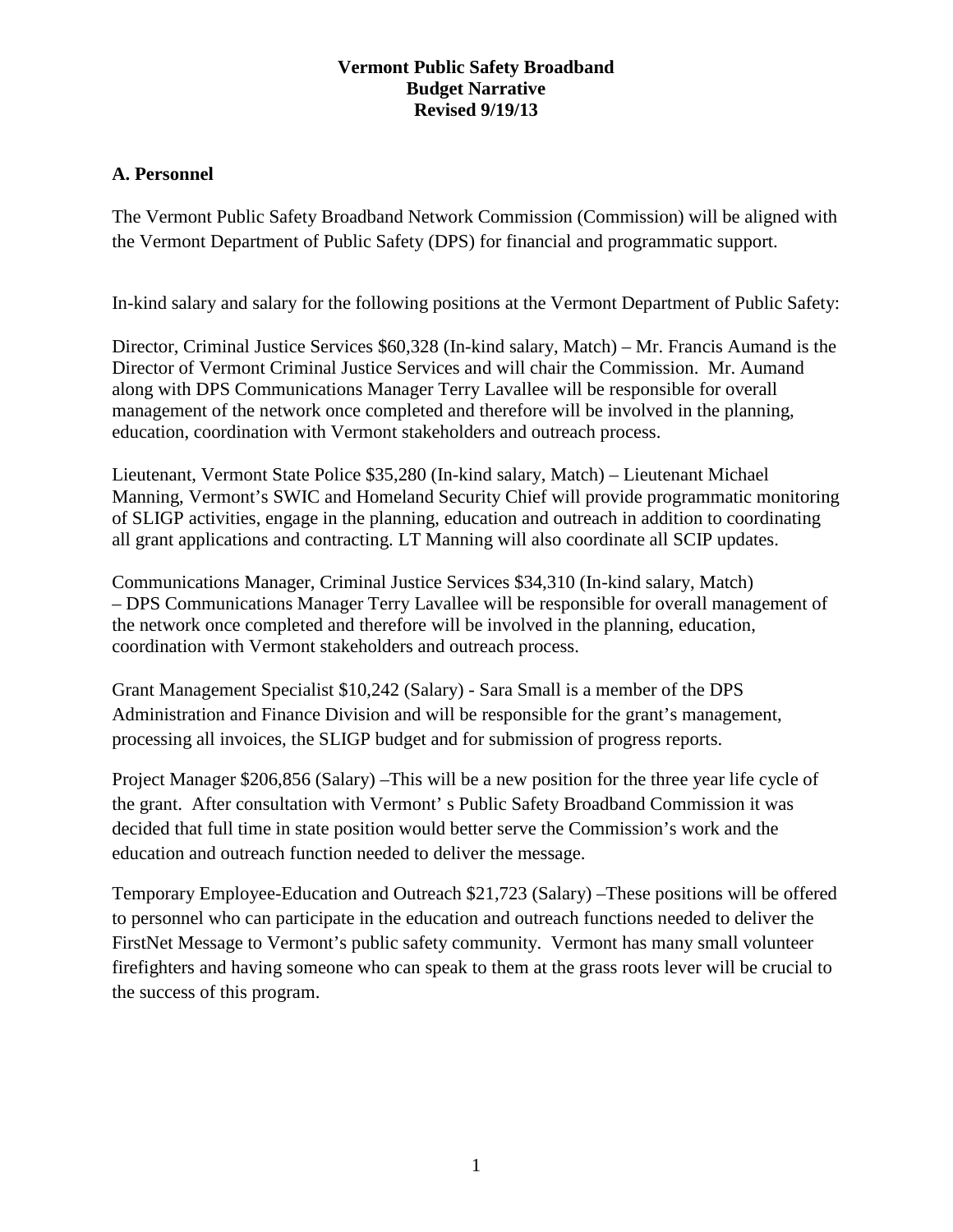**Vermont Public Safety Broadband**
**Budget Narrative**
**Revised 9/19/13**

## A. Personnel

The Vermont Public Safety Broadband Network Commission (Commission) will be aligned with the Vermont Department of Public Safety (DPS) for financial and programmatic support.

In-kind salary and salary for the following positions at the Vermont Department of Public Safety:

Director, Criminal Justice Services $60,328 (In-kind salary, Match) – Mr. Francis Aumand is the Director of Vermont Criminal Justice Services and will chair the Commission. Mr. Aumand along with DPS Communications Manager Terry Lavallee will be responsible for overall management of the network once completed and therefore will be involved in the planning, education, coordination with Vermont stakeholders and outreach process.

Lieutenant, Vermont State Police $35,280 (In-kind salary, Match) – Lieutenant Michael Manning, Vermont's SWIC and Homeland Security Chief will provide programmatic monitoring of SLIGP activities, engage in the planning, education and outreach in addition to coordinating all grant applications and contracting. LT Manning will also coordinate all SCIP updates.

Communications Manager, Criminal Justice Services $34,310 (In-kind salary, Match) – DPS Communications Manager Terry Lavallee will be responsible for overall management of the network once completed and therefore will be involved in the planning, education, coordination with Vermont stakeholders and outreach process.

Grant Management Specialist $10,242 (Salary) - Sara Small is a member of the DPS Administration and Finance Division and will be responsible for the grant's management, processing all invoices, the SLIGP budget and for submission of progress reports.

Project Manager $206,856 (Salary) –This will be a new position for the three year life cycle of the grant. After consultation with Vermont' s Public Safety Broadband Commission it was decided that full time in state position would better serve the Commission's work and the education and outreach function needed to deliver the message.

Temporary Employee-Education and Outreach $21,723 (Salary) –These positions will be offered to personnel who can participate in the education and outreach functions needed to deliver the FirstNet Message to Vermont's public safety community. Vermont has many small volunteer firefighters and having someone who can speak to them at the grass roots lever will be crucial to the success of this program.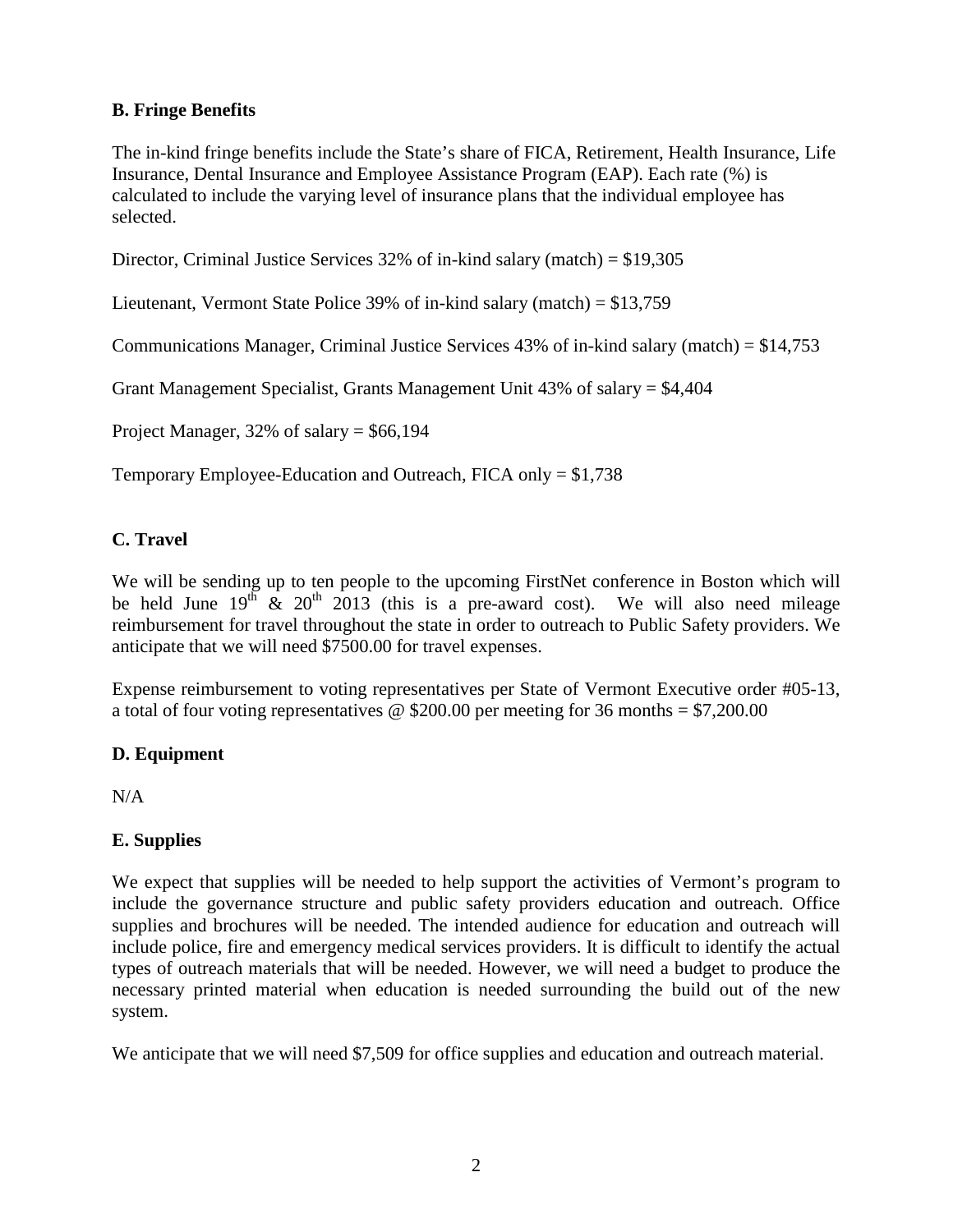**B. Fringe Benefits**

The in-kind fringe benefits include the State's share of FICA, Retirement, Health Insurance, Life Insurance, Dental Insurance and Employee Assistance Program (EAP). Each rate (%) is calculated to include the varying level of insurance plans that the individual employee has selected.

Director, Criminal Justice Services 32% of in-kind salary (match) = $19,305

Lieutenant, Vermont State Police 39% of in-kind salary (match) = $13,759

Communications Manager, Criminal Justice Services 43% of in-kind salary (match) = $14,753

Grant Management Specialist, Grants Management Unit 43% of salary = $4,404

Project Manager, 32% of salary = $66,194

Temporary Employee-Education and Outreach, FICA only = $1,738

**C. Travel**

We will be sending up to ten people to the upcoming FirstNet conference in Boston which will be held June 19th & 20th 2013 (this is a pre-award cost). We will also need mileage reimbursement for travel throughout the state in order to outreach to Public Safety providers. We anticipate that we will need $7500.00 for travel expenses.

Expense reimbursement to voting representatives per State of Vermont Executive order #05-13, a total of four voting representatives @ $200.00 per meeting for 36 months = $7,200.00

**D. Equipment**

N/A

**E. Supplies**

We expect that supplies will be needed to help support the activities of Vermont's program to include the governance structure and public safety providers education and outreach. Office supplies and brochures will be needed. The intended audience for education and outreach will include police, fire and emergency medical services providers. It is difficult to identify the actual types of outreach materials that will be needed. However, we will need a budget to produce the necessary printed material when education is needed surrounding the build out of the new system.

We anticipate that we will need $7,509 for office supplies and education and outreach material.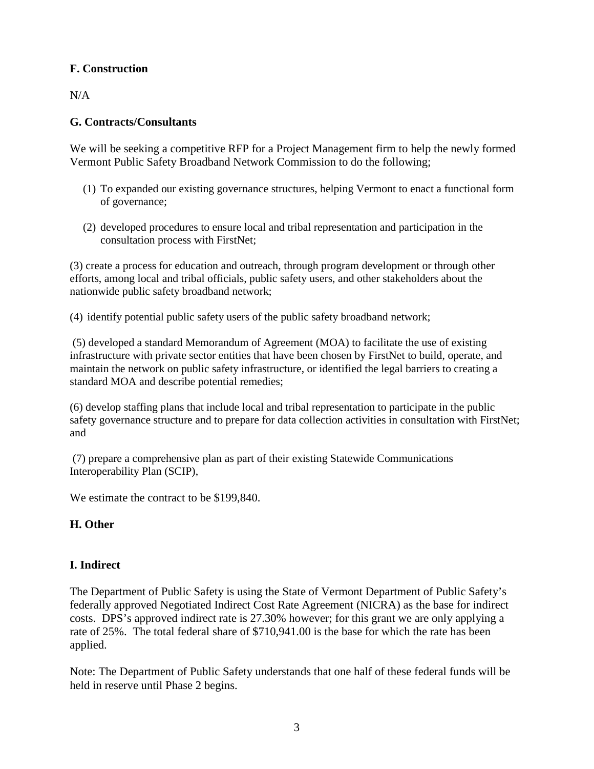**F. Construction**

N/A

**G. Contracts/Consultants**

We will be seeking a competitive RFP for a Project Management firm to help the newly formed Vermont Public Safety Broadband Network Commission to do the following;

(1) To expanded our existing governance structures, helping Vermont to enact a functional form of governance;

(2) developed procedures to ensure local and tribal representation and participation in the consultation process with FirstNet;

(3) create a process for education and outreach, through program development or through other efforts, among local and tribal officials, public safety users, and other stakeholders about the nationwide public safety broadband network;

(4) identify potential public safety users of the public safety broadband network;

(5) developed a standard Memorandum of Agreement (MOA) to facilitate the use of existing infrastructure with private sector entities that have been chosen by FirstNet to build, operate, and maintain the network on public safety infrastructure, or identified the legal barriers to creating a standard MOA and describe potential remedies;

(6) develop staffing plans that include local and tribal representation to participate in the public safety governance structure and to prepare for data collection activities in consultation with FirstNet; and

(7) prepare a comprehensive plan as part of their existing Statewide Communications Interoperability Plan (SCIP),

We estimate the contract to be $199,840.

**H. Other**

**I. Indirect**

The Department of Public Safety is using the State of Vermont Department of Public Safety's federally approved Negotiated Indirect Cost Rate Agreement (NICRA) as the base for indirect costs. DPS's approved indirect rate is 27.30% however; for this grant we are only applying a rate of 25%. The total federal share of $710,941.00 is the base for which the rate has been applied.

Note: The Department of Public Safety understands that one half of these federal funds will be held in reserve until Phase 2 begins.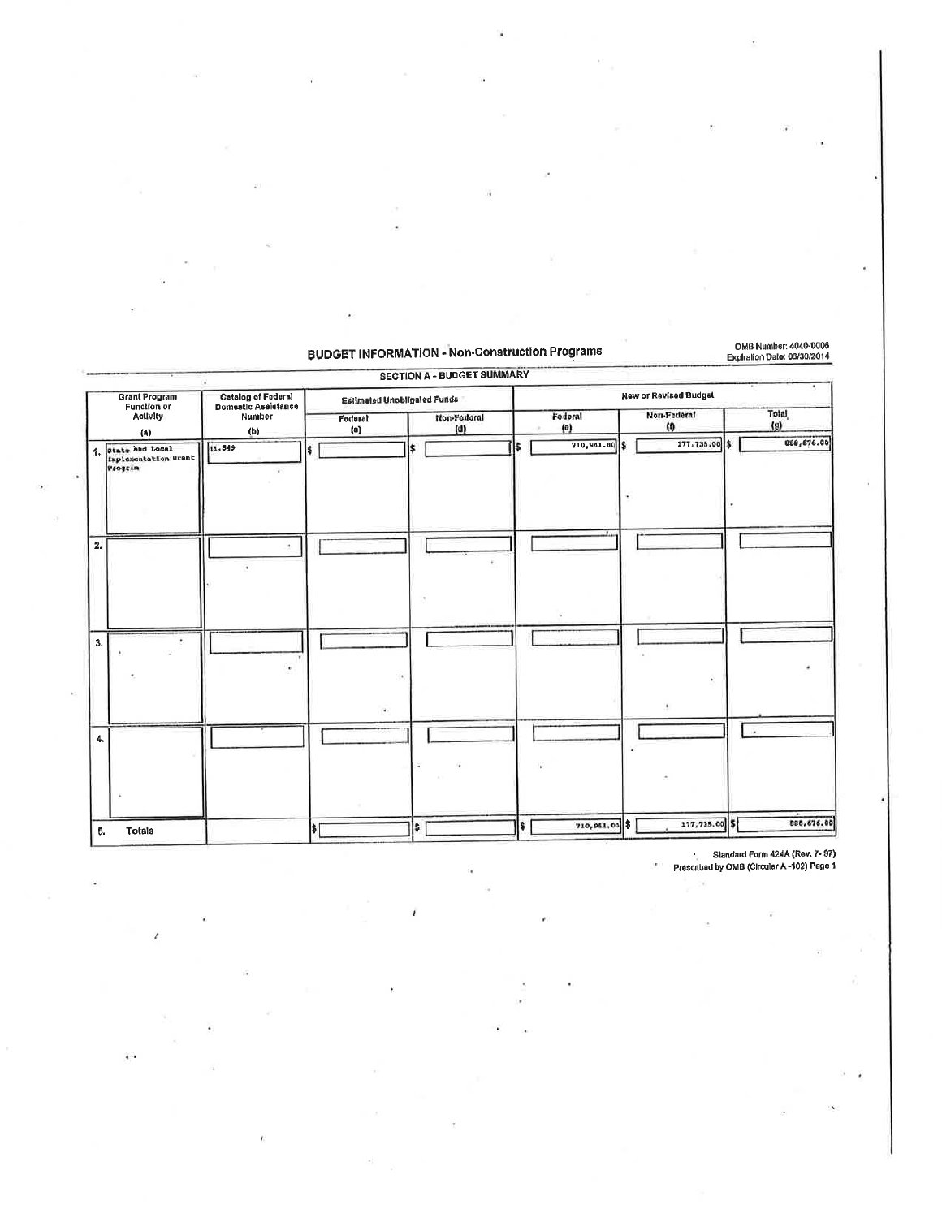## BUDGET INFORMATION - Non-Construction Programs

OMB Number: 4040-0006
Expiration Date: 06/30/2014

### SECTION A - BUDGET SUMMARY

| Grant Program Function or Activity (a) | Catalog of Federal Domestic Assistance Number (b) | Estimated Unobligated Funds | | New or Revised Budget | | |
|---|---|---|---|---|---|---|
| | | Federal (c) | Non-Federal (d) | Federal (e) | Non-Federal (f) | Total (g) |
| 1. State and Local Implementation Grant Program | 11.549 | $ | $ | $ 710,941.00 | $ 177,735.00 | $ 888,676.00 |
| 2. | | | | | | |
| 3. | | | | | | |
| 4. | | | | | | |
| 5. Totals | | $ | $ | $ 710,941.00 | $ 177,735.00 | $ 888,676.00 |

Standard Form 424A (Rev. 7- 97)
Prescribed by OMB (Circular A -102) Page 1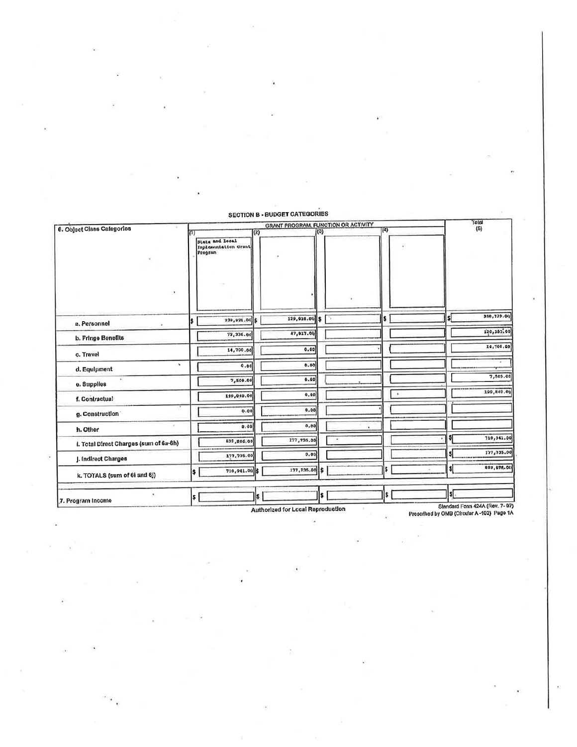## SECTION B - BUDGET CATEGORIES

| 6. Object Class Categories | GRANT PROGRAM, FUNCTION OR ACTIVITY | | | | Total (5) |
|---|---|---|---|---|---|
| | (1) State and Local Implementation Grant Program | (2) | (3) | (4) | |
| a. Personnel | $ 238,921.00 | $ 129,818.00 | $ | $ | $ 368,739.00 |
| b. Fringe Benefits | 72,336.00 | 47,917.00 | | | 120,253.00 |
| c. Travel | 14,700.00 | 0.00 | | | 14,700.00 |
| d. Equipment | 0.00 | 0.00 | | | |
| e. Supplies | 7,509.00 | 0.00 | | | 7,509.00 |
| f. Contractual | 199,840.00 | 0.00 | | | 199,840.00 |
| g. Construction | 0.00 | 0.00 | | | |
| h. Other | 0.00 | 0.00 | | | |
| i. Total Direct Charges (sum of 6a-6h) | 533,206.00 | 177,735.00 | | | $ 710,941.00 |
| j. Indirect Charges | 177,735.00 | 0.00 | | | $ 177,735.00 |
| k. TOTALS (sum of 6i and 6j) | $ 710,941.00 | $ 177,735.00 | $ | $ | $ 888,676.00 |
| 7. Program Income | $ | $ | $ | $ | $ |

Authorized for Local Reproduction

Standard Form 424A (Rev. 7- 97)
Prescribed by OMB (Circular A -102) Page 1A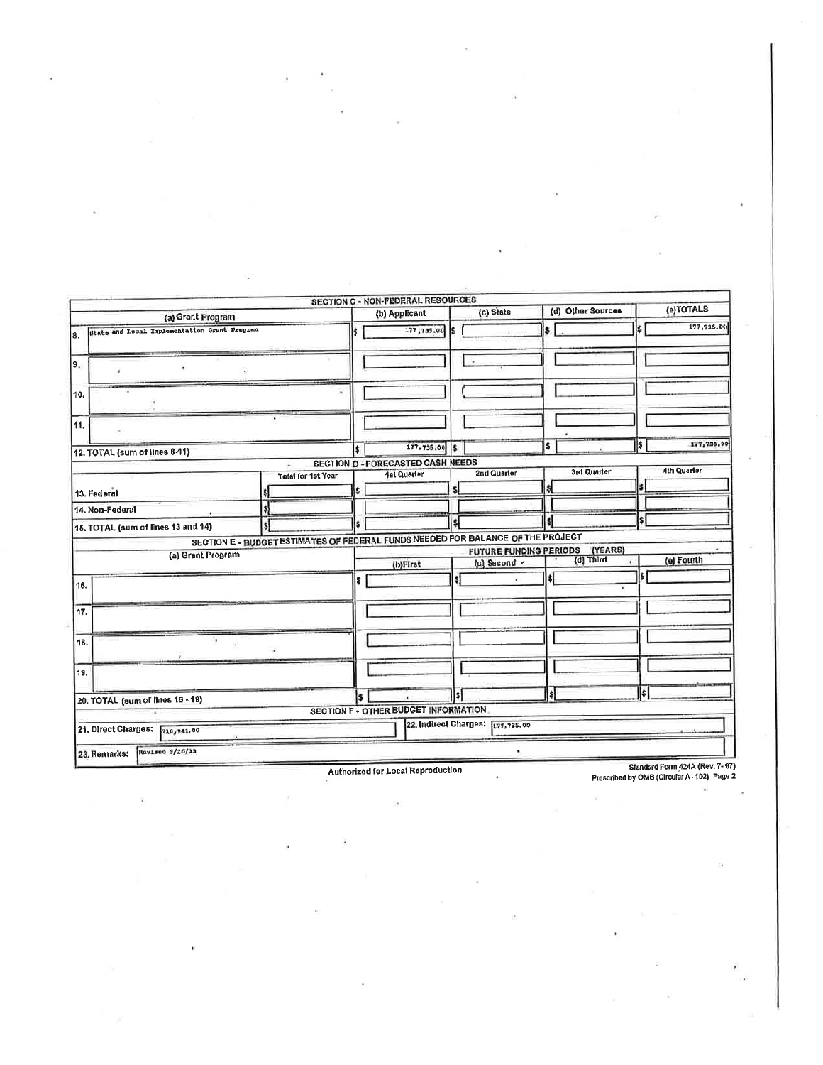| SECTION C - NON-FEDERAL RESOURCES | | | | |
|---|---|---|---|---|
| (a) Grant Program | (b) Applicant | (c) State | (d) Other Sources | (e)TOTALS |
| 8. State and Local Implementation Grant Program | $ 177,735.00 | $ | $ | $ 177,735.00 |
| 9. | | | | |
| 10. | | | | |
| 11. | | | | |
| 12. TOTAL (sum of lines 8-11) | $ 177,735.00 | $ | $ | $ 177,735.00 |

| SECTION D - FORECASTED CASH NEEDS | | | | | |
|---|---|---|---|---|---|
| | Total for 1st Year | 1st Quarter | 2nd Quarter | 3rd Quarter | 4th Quarter |
| 13. Federal | $ | $ | $ | $ | $ |
| 14. Non-Federal | $ | | | | |
| 15. TOTAL (sum of lines 13 and 14) | $ | $ | $ | $ | $ |

| SECTION E - BUDGET ESTIMATES OF FEDERAL FUNDS NEEDED FOR BALANCE OF THE PROJECT | | | | |
|---|---|---|---|---|
| (a) Grant Program | FUTURE FUNDING PERIODS (YEARS) | | | |
| | (b)First | (c) Second | (d) Third | (e) Fourth |
| 16. | $ | $ | $ | $ |
| 17. | | | | |
| 18. | | | | |
| 19. | | | | |
| 20. TOTAL (sum of lines 16 - 19) | $ | $ | $ | $ |

| SECTION F - OTHER BUDGET INFORMATION | |
|---|---|
| 21. Direct Charges: 710,941.00 | 22. Indirect Charges: 177,735.00 |
| 23. Remarks: Revised 9/26/13 | |

Authorized for Local Reproduction

Standard Form 424A (Rev. 7-97)
Prescribed by OMB (Circular A -102) Page 2